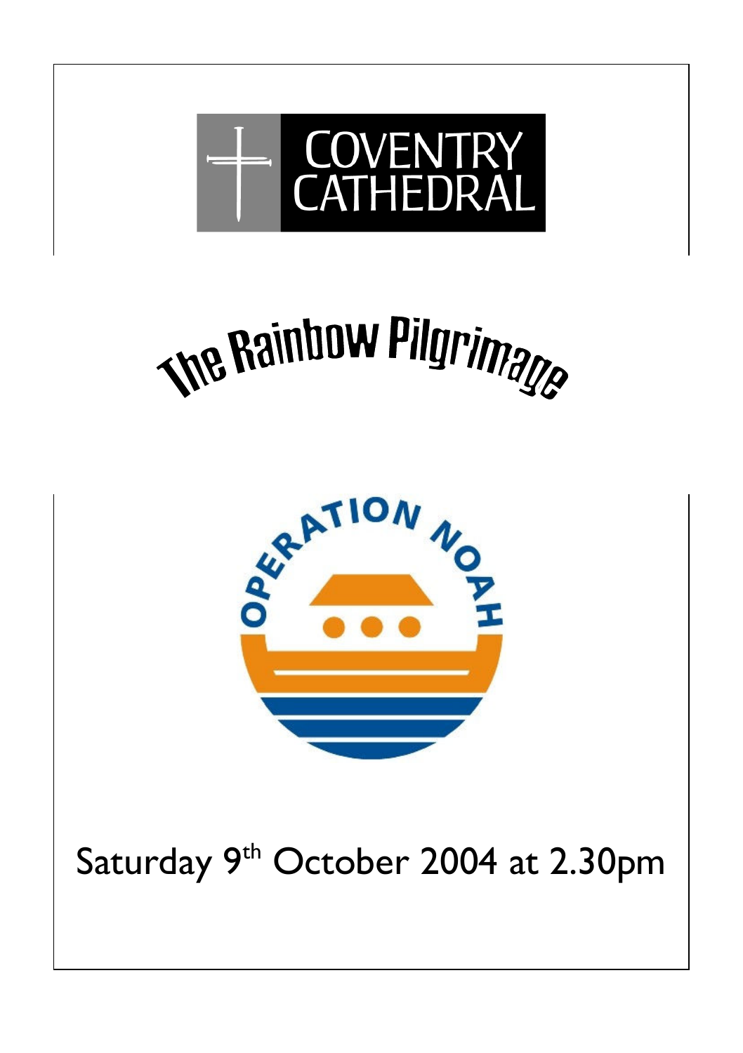COVENTRY CATHEDRAL

# The Rainbow Pilgrimage

OPERATION NOAH

Saturday 9th October 2004 at 2.30pm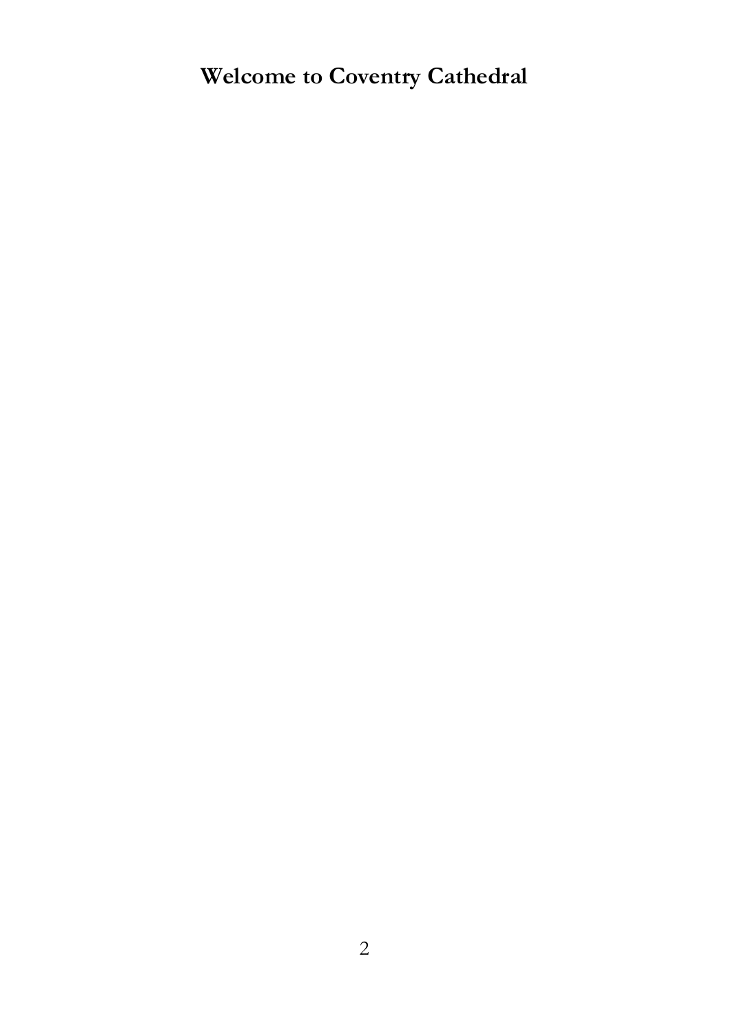# Welcome to Coventry Cathedral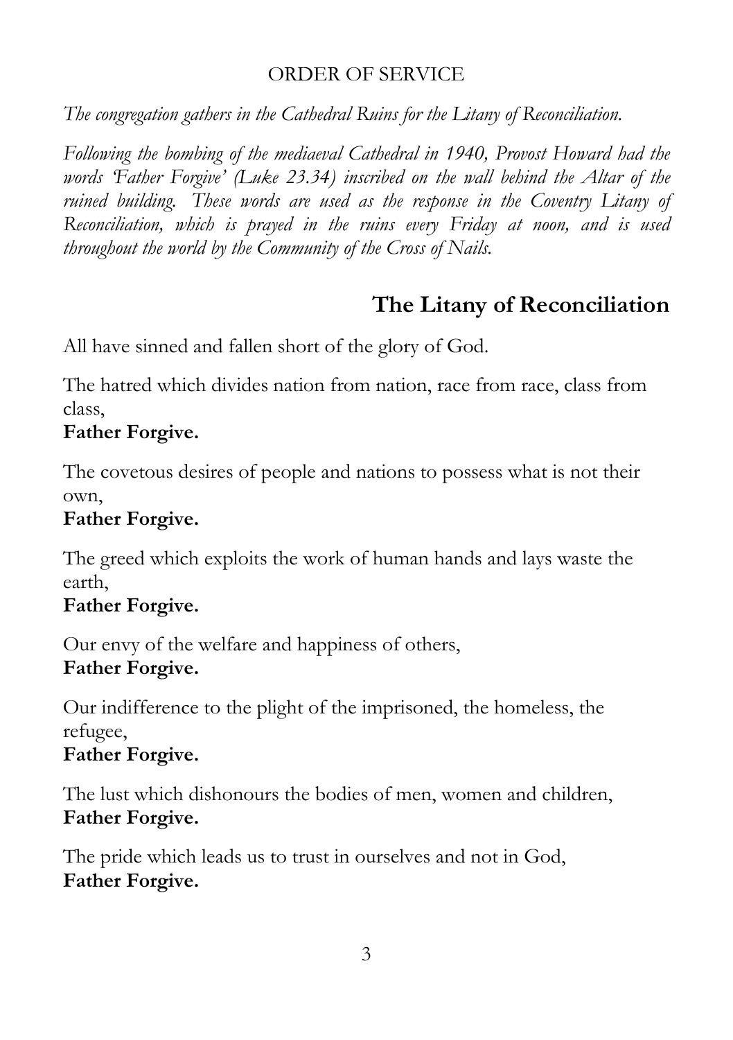ORDER OF SERVICE

*The congregation gathers in the Cathedral Ruins for the Litany of Reconciliation.*

*Following the bombing of the mediaeval Cathedral in 1940, Provost Howard had the words 'Father Forgive' (Luke 23.34) inscribed on the wall behind the Altar of the ruined building. These words are used as the response in the Coventry Litany of Reconciliation, which is prayed in the ruins every Friday at noon, and is used throughout the world by the Community of the Cross of Nails.*

## The Litany of Reconciliation

All have sinned and fallen short of the glory of God.

The hatred which divides nation from nation, race from race, class from class,
**Father Forgive.**

The covetous desires of people and nations to possess what is not their own,
**Father Forgive.**

The greed which exploits the work of human hands and lays waste the earth,
**Father Forgive.**

Our envy of the welfare and happiness of others,
**Father Forgive.**

Our indifference to the plight of the imprisoned, the homeless, the refugee,
**Father Forgive.**

The lust which dishonours the bodies of men, women and children,
**Father Forgive.**

The pride which leads us to trust in ourselves and not in God,
**Father Forgive.**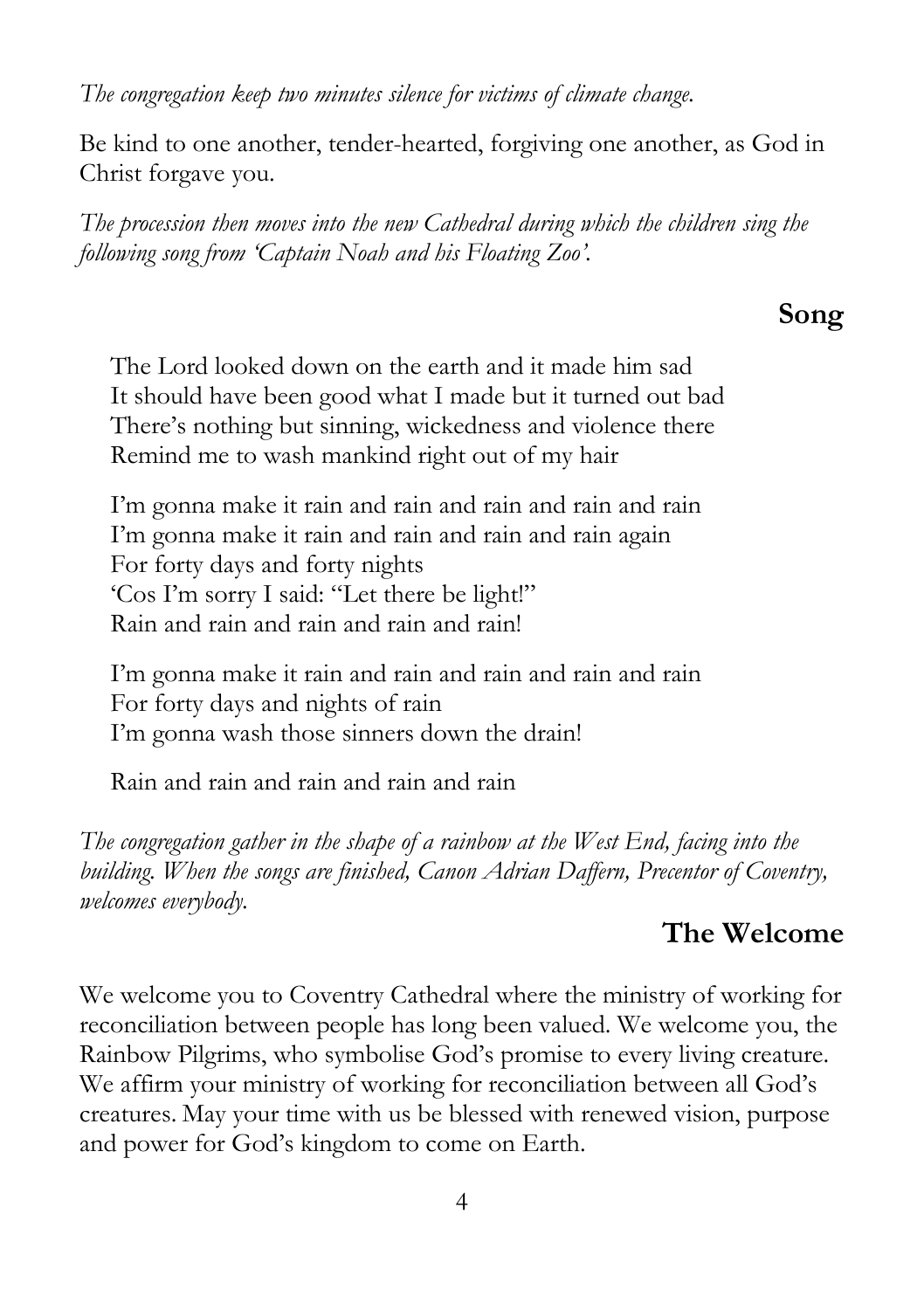*The congregation keep two minutes silence for victims of climate change.*

Be kind to one another, tender-hearted, forgiving one another, as God in Christ forgave you.

*The procession then moves into the new Cathedral during which the children sing the following song from 'Captain Noah and his Floating Zoo'.*

## Song

The Lord looked down on the earth and it made him sad
It should have been good what I made but it turned out bad
There's nothing but sinning, wickedness and violence there
Remind me to wash mankind right out of my hair

I'm gonna make it rain and rain and rain and rain and rain
I'm gonna make it rain and rain and rain and rain again
For forty days and forty nights
'Cos I'm sorry I said: "Let there be light!"
Rain and rain and rain and rain and rain!

I'm gonna make it rain and rain and rain and rain and rain
For forty days and nights of rain
I'm gonna wash those sinners down the drain!

Rain and rain and rain and rain and rain

*The congregation gather in the shape of a rainbow at the West End, facing into the building. When the songs are finished, Canon Adrian Daffern, Precentor of Coventry, welcomes everybody.*

## The Welcome

We welcome you to Coventry Cathedral where the ministry of working for reconciliation between people has long been valued. We welcome you, the Rainbow Pilgrims, who symbolise God's promise to every living creature. We affirm your ministry of working for reconciliation between all God's creatures. May your time with us be blessed with renewed vision, purpose and power for God's kingdom to come on Earth.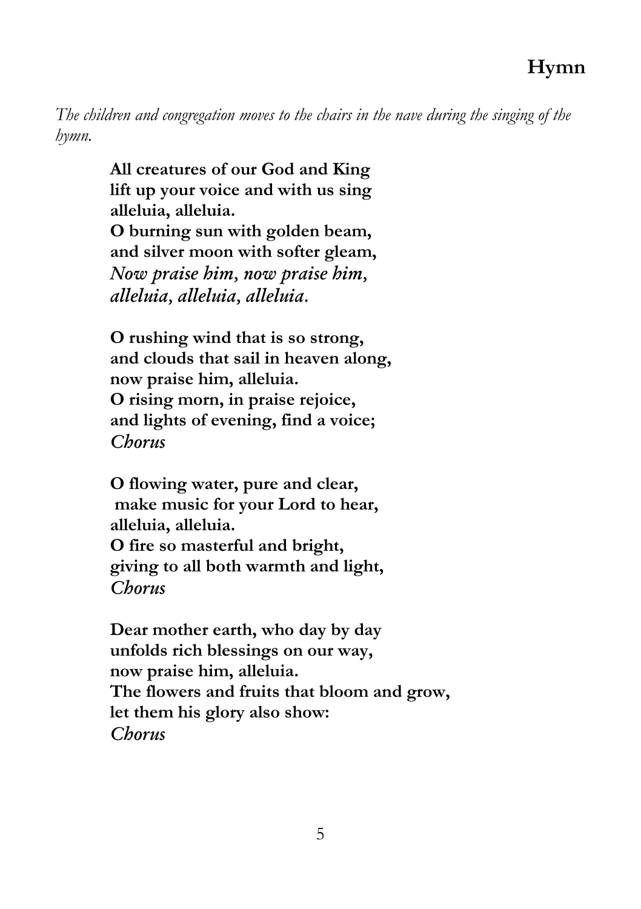# Hymn

*The children and congregation moves to the chairs in the nave during the singing of the hymn.*

**All creatures of our God and King**  
**lift up your voice and with us sing**  
**alleluia, alleluia.**  
**O burning sun with golden beam,**  
**and silver moon with softer gleam,**  
*Now praise him, now praise him,*  
*alleluia, alleluia, alleluia.*

**O rushing wind that is so strong,**  
**and clouds that sail in heaven along,**  
**now praise him, alleluia.**  
**O rising morn, in praise rejoice,**  
**and lights of evening, find a voice;**  
*Chorus*

**O flowing water, pure and clear,**  
**make music for your Lord to hear,**  
**alleluia, alleluia.**  
**O fire so masterful and bright,**  
**giving to all both warmth and light,**  
*Chorus*

**Dear mother earth, who day by day**  
**unfolds rich blessings on our way,**  
**now praise him, alleluia.**  
**The flowers and fruits that bloom and grow,**  
**let them his glory also show:**  
*Chorus*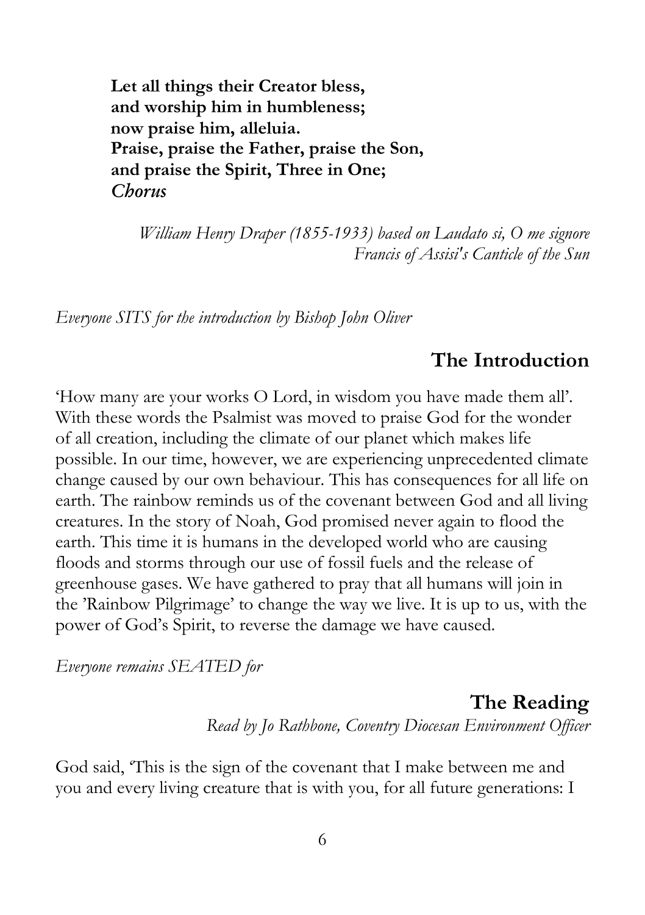**Let all things their Creator bless,**
**and worship him in humbleness;**
**now praise him, alleluia.**
**Praise, praise the Father, praise the Son,**
**and praise the Spirit, Three in One;**
***Chorus***

*William Henry Draper (1855-1933) based on Laudato si, O me signore*
*Francis of Assisi's Canticle of the Sun*

*Everyone SITS for the introduction by Bishop John Oliver*

## The Introduction

'How many are your works O Lord, in wisdom you have made them all'. With these words the Psalmist was moved to praise God for the wonder of all creation, including the climate of our planet which makes life possible. In our time, however, we are experiencing unprecedented climate change caused by our own behaviour. This has consequences for all life on earth. The rainbow reminds us of the covenant between God and all living creatures. In the story of Noah, God promised never again to flood the earth. This time it is humans in the developed world who are causing floods and storms through our use of fossil fuels and the release of greenhouse gases. We have gathered to pray that all humans will join in the 'Rainbow Pilgrimage' to change the way we live. It is up to us, with the power of God's Spirit, to reverse the damage we have caused.

*Everyone remains SEATED for*

## The Reading

*Read by Jo Rathbone, Coventry Diocesan Environment Officer*

God said, 'This is the sign of the covenant that I make between me and you and every living creature that is with you, for all future generations: I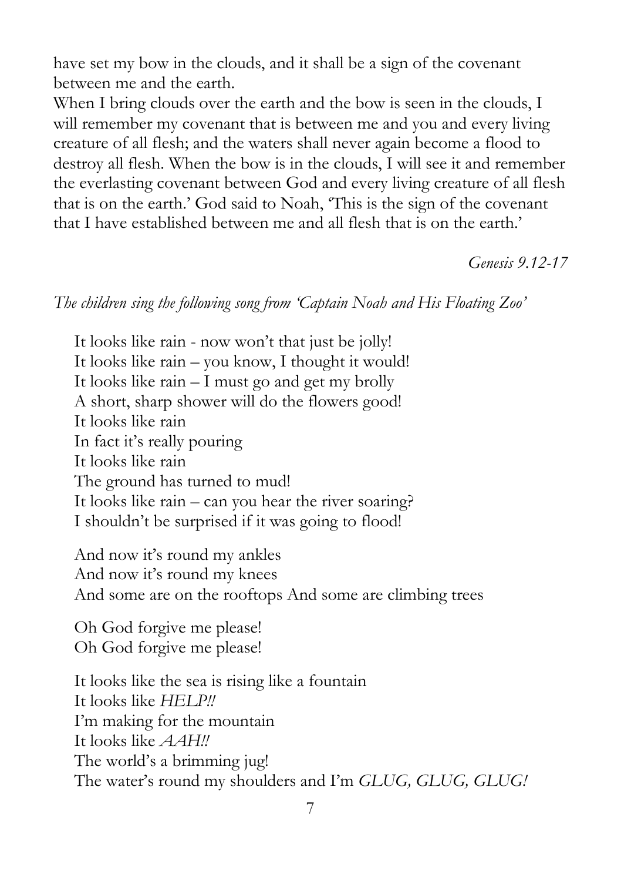have set my bow in the clouds, and it shall be a sign of the covenant between me and the earth.

When I bring clouds over the earth and the bow is seen in the clouds, I will remember my covenant that is between me and you and every living creature of all flesh; and the waters shall never again become a flood to destroy all flesh. When the bow is in the clouds, I will see it and remember the everlasting covenant between God and every living creature of all flesh that is on the earth.' God said to Noah, 'This is the sign of the covenant that I have established between me and all flesh that is on the earth.'

*Genesis 9.12-17*

*The children sing the following song from 'Captain Noah and His Floating Zoo'*

It looks like rain - now won't that just be jolly!  
It looks like rain – you know, I thought it would!  
It looks like rain – I must go and get my brolly  
A short, sharp shower will do the flowers good!  
It looks like rain  
In fact it's really pouring  
It looks like rain  
The ground has turned to mud!  
It looks like rain – can you hear the river soaring?  
I shouldn't be surprised if it was going to flood!

And now it's round my ankles  
And now it's round my knees  
And some are on the rooftops And some are climbing trees

Oh God forgive me please!  
Oh God forgive me please!

It looks like the sea is rising like a fountain  
It looks like *HELP!!*  
I'm making for the mountain  
It looks like *AAH!!*  
The world's a brimming jug!  
The water's round my shoulders and I'm *GLUG, GLUG, GLUG!*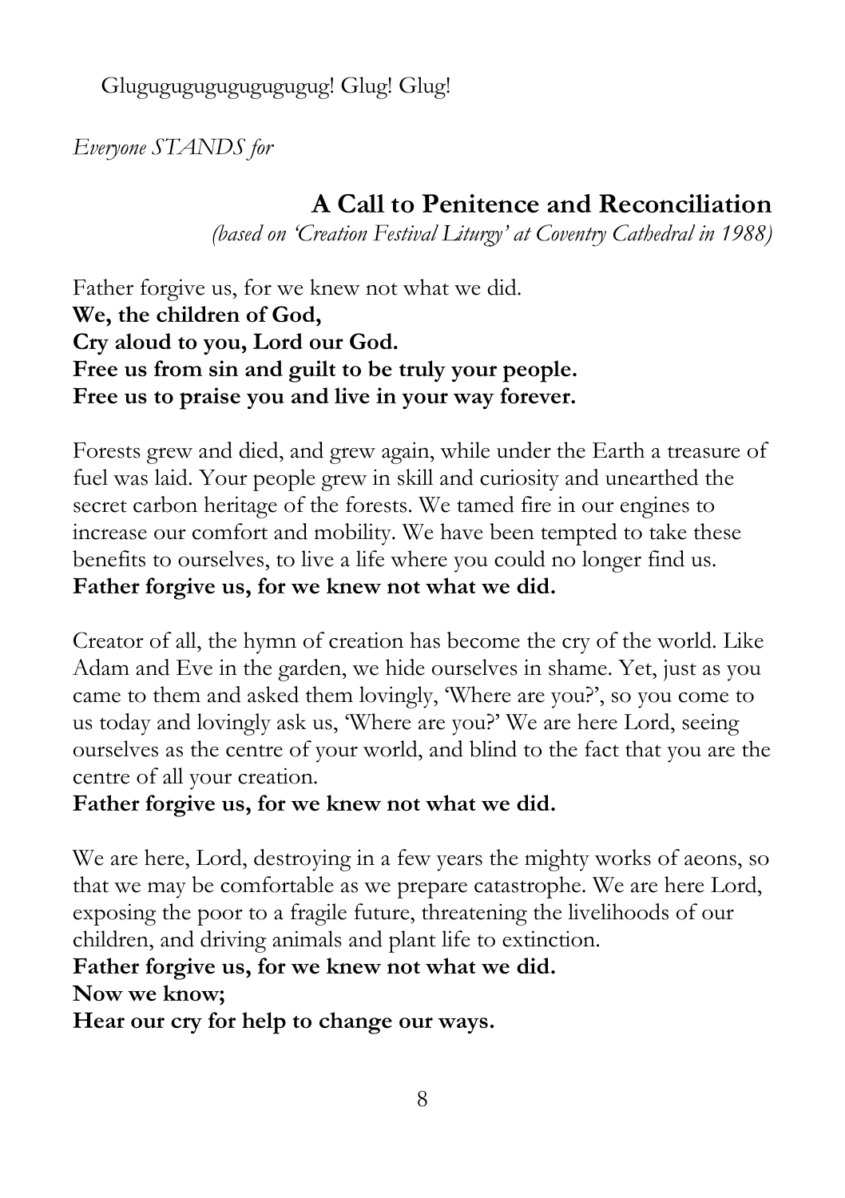Glugugugugugugugugug! Glug! Glug!

*Everyone STANDS for*

## A Call to Penitence and Reconciliation

*(based on 'Creation Festival Liturgy' at Coventry Cathedral in 1988)*

Father forgive us, for we knew not what we did.
**We, the children of God,**
**Cry aloud to you, Lord our God.**
**Free us from sin and guilt to be truly your people.**
**Free us to praise you and live in your way forever.**

Forests grew and died, and grew again, while under the Earth a treasure of fuel was laid. Your people grew in skill and curiosity and unearthed the secret carbon heritage of the forests. We tamed fire in our engines to increase our comfort and mobility. We have been tempted to take these benefits to ourselves, to live a life where you could no longer find us.
**Father forgive us, for we knew not what we did.**

Creator of all, the hymn of creation has become the cry of the world. Like Adam and Eve in the garden, we hide ourselves in shame. Yet, just as you came to them and asked them lovingly, 'Where are you?', so you come to us today and lovingly ask us, 'Where are you?' We are here Lord, seeing ourselves as the centre of your world, and blind to the fact that you are the centre of all your creation.
**Father forgive us, for we knew not what we did.**

We are here, Lord, destroying in a few years the mighty works of aeons, so that we may be comfortable as we prepare catastrophe. We are here Lord, exposing the poor to a fragile future, threatening the livelihoods of our children, and driving animals and plant life to extinction.
**Father forgive us, for we knew not what we did.**
**Now we know;**
**Hear our cry for help to change our ways.**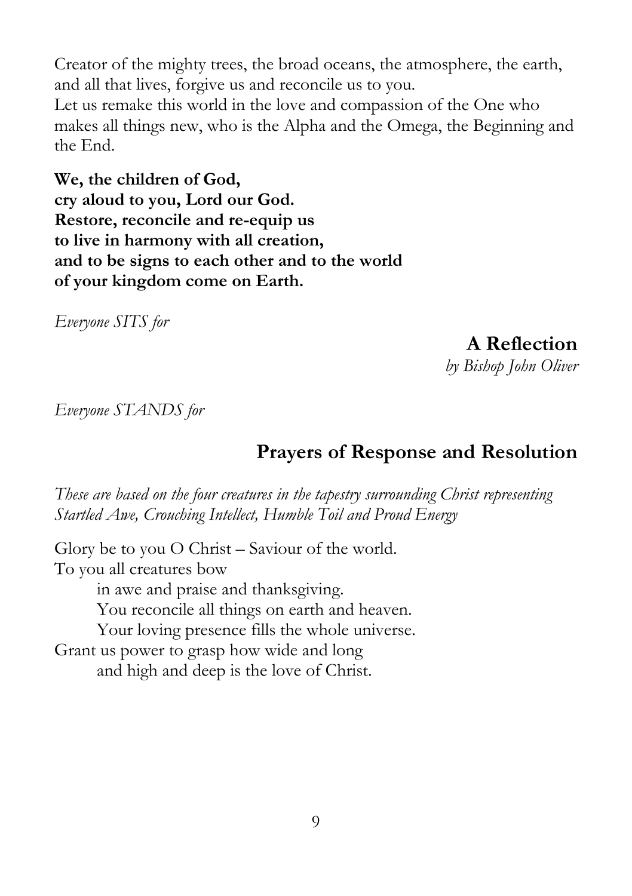Creator of the mighty trees, the broad oceans, the atmosphere, the earth, and all that lives, forgive us and reconcile us to you.
Let us remake this world in the love and compassion of the One who makes all things new, who is the Alpha and the Omega, the Beginning and the End.

**We, the children of God,**
**cry aloud to you, Lord our God.**
**Restore, reconcile and re-equip us**
**to live in harmony with all creation,**
**and to be signs to each other and to the world**
**of your kingdom come on Earth.**

*Everyone SITS for*

## A Reflection

*by Bishop John Oliver*

*Everyone STANDS for*

## Prayers of Response and Resolution

*These are based on the four creatures in the tapestry surrounding Christ representing Startled Awe, Crouching Intellect, Humble Toil and Proud Energy*

Glory be to you O Christ – Saviour of the world.
To you all creatures bow
    in awe and praise and thanksgiving.
    You reconcile all things on earth and heaven.
    Your loving presence fills the whole universe.
Grant us power to grasp how wide and long
    and high and deep is the love of Christ.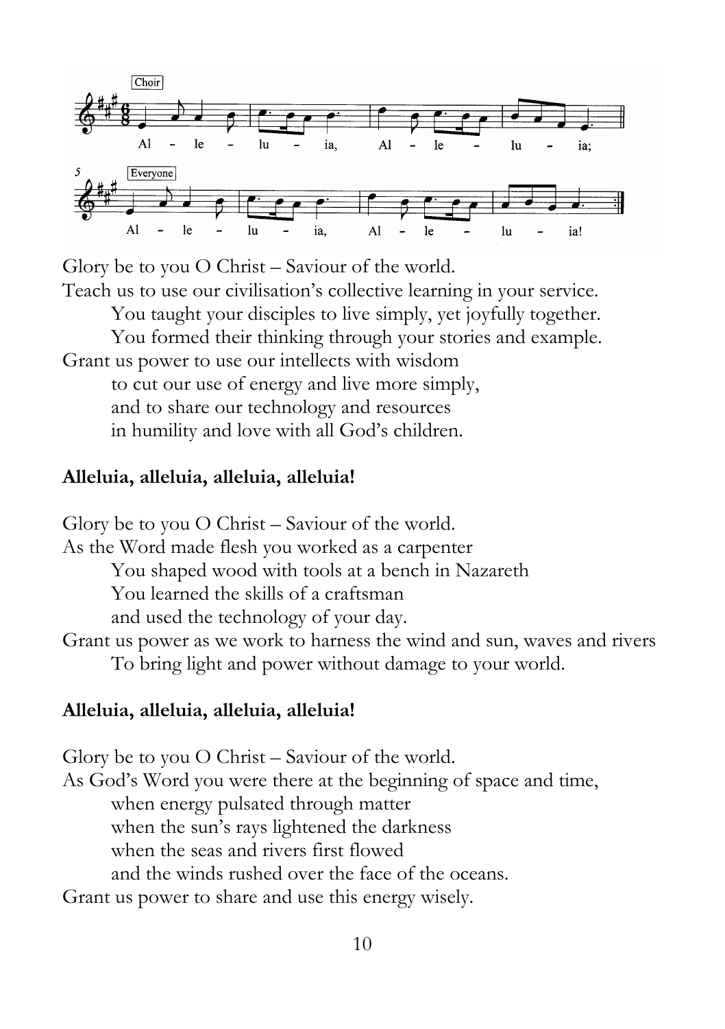Choir

Al - le - lu - ia, Al - le - lu - ia;

Everyone

Al - le - lu - ia, Al - le - lu - ia!

Glory be to you O Christ – Saviour of the world.
Teach us to use our civilisation's collective learning in your service.
You taught your disciples to live simply, yet joyfully together.
You formed their thinking through your stories and example.
Grant us power to use our intellects with wisdom
to cut our use of energy and live more simply,
and to share our technology and resources
in humility and love with all God's children.

**Alleluia, alleluia, alleluia, alleluia!**

Glory be to you O Christ – Saviour of the world.
As the Word made flesh you worked as a carpenter
You shaped wood with tools at a bench in Nazareth
You learned the skills of a craftsman
and used the technology of your day.
Grant us power as we work to harness the wind and sun, waves and rivers
To bring light and power without damage to your world.

**Alleluia, alleluia, alleluia, alleluia!**

Glory be to you O Christ – Saviour of the world.
As God's Word you were there at the beginning of space and time,
when energy pulsated through matter
when the sun's rays lightened the darkness
when the seas and rivers first flowed
and the winds rushed over the face of the oceans.
Grant us power to share and use this energy wisely.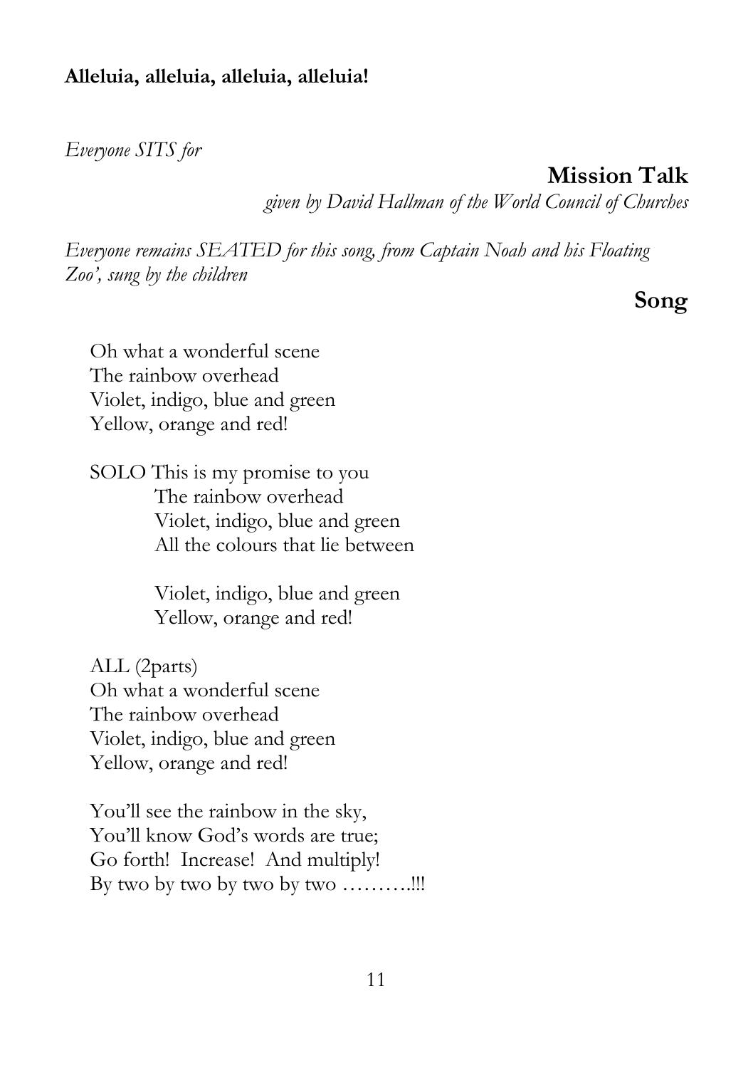**Alleluia, alleluia, alleluia, alleluia!**

*Everyone SITS for*

## Mission Talk

*given by David Hallman of the World Council of Churches*

*Everyone remains SEATED for this song, from Captain Noah and his Floating Zoo', sung by the children*

## Song

Oh what a wonderful scene
The rainbow overhead
Violet, indigo, blue and green
Yellow, orange and red!

SOLO This is my promise to you
The rainbow overhead
Violet, indigo, blue and green
All the colours that lie between

Violet, indigo, blue and green
Yellow, orange and red!

ALL (2parts)
Oh what a wonderful scene
The rainbow overhead
Violet, indigo, blue and green
Yellow, orange and red!

You'll see the rainbow in the sky,
You'll know God's words are true;
Go forth! Increase! And multiply!
By two by two by two by two ……….!!!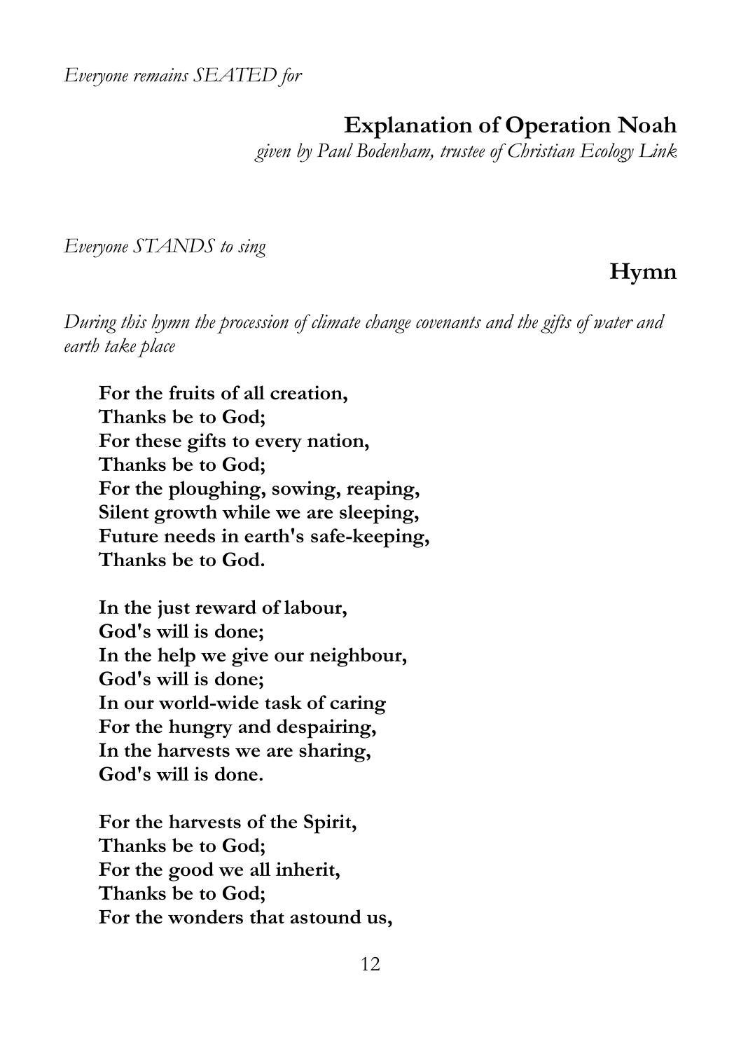*Everyone remains SEATED for*

## Explanation of Operation Noah

*given by Paul Bodenham, trustee of Christian Ecology Link*

*Everyone STANDS to sing*

## Hymn

*During this hymn the procession of climate change covenants and the gifts of water and earth take place*

**For the fruits of all creation,**
**Thanks be to God;**
**For these gifts to every nation,**
**Thanks be to God;**
**For the ploughing, sowing, reaping,**
**Silent growth while we are sleeping,**
**Future needs in earth's safe-keeping,**
**Thanks be to God.**

**In the just reward of labour,**
**God's will is done;**
**In the help we give our neighbour,**
**God's will is done;**
**In our world-wide task of caring**
**For the hungry and despairing,**
**In the harvests we are sharing,**
**God's will is done.**

**For the harvests of the Spirit,**
**Thanks be to God;**
**For the good we all inherit,**
**Thanks be to God;**
**For the wonders that astound us,**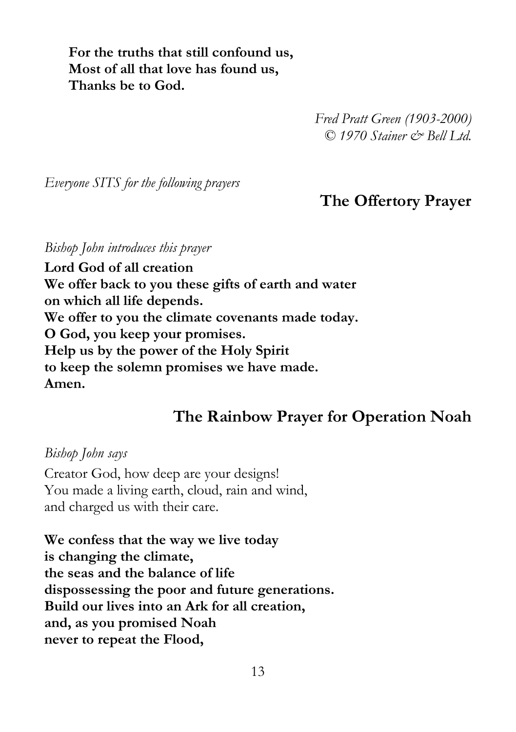**For the truths that still confound us,**
**Most of all that love has found us,**
**Thanks be to God.**

*Fred Pratt Green (1903-2000)*
*© 1970 Stainer & Bell Ltd.*

*Everyone SITS for the following prayers*

## The Offertory Prayer

*Bishop John introduces this prayer*

**Lord God of all creation**
**We offer back to you these gifts of earth and water**
**on which all life depends.**
**We offer to you the climate covenants made today.**
**O God, you keep your promises.**
**Help us by the power of the Holy Spirit**
**to keep the solemn promises we have made.**
**Amen.**

## The Rainbow Prayer for Operation Noah

*Bishop John says*

Creator God, how deep are your designs!
You made a living earth, cloud, rain and wind,
and charged us with their care.

**We confess that the way we live today**
**is changing the climate,**
**the seas and the balance of life**
**dispossessing the poor and future generations.**
**Build our lives into an Ark for all creation,**
**and, as you promised Noah**
**never to repeat the Flood,**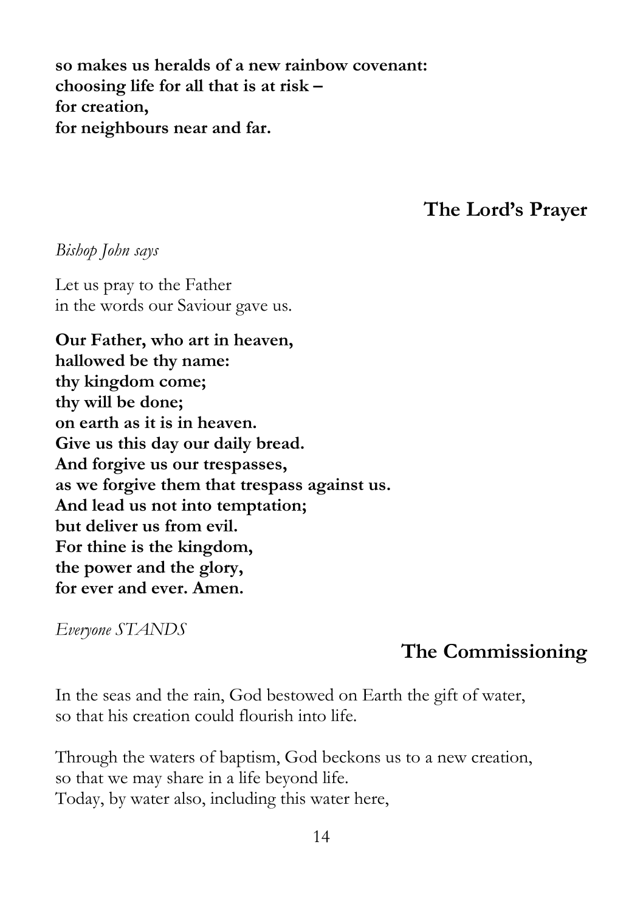**so makes us heralds of a new rainbow covenant:**
**choosing life for all that is at risk –**
**for creation,**
**for neighbours near and far.**

## The Lord's Prayer

*Bishop John says*

Let us pray to the Father
in the words our Saviour gave us.

**Our Father, who art in heaven,**
**hallowed be thy name:**
**thy kingdom come;**
**thy will be done;**
**on earth as it is in heaven.**
**Give us this day our daily bread.**
**And forgive us our trespasses,**
**as we forgive them that trespass against us.**
**And lead us not into temptation;**
**but deliver us from evil.**
**For thine is the kingdom,**
**the power and the glory,**
**for ever and ever. Amen.**

*Everyone STANDS*

## The Commissioning

In the seas and the rain, God bestowed on Earth the gift of water,
so that his creation could flourish into life.

Through the waters of baptism, God beckons us to a new creation,
so that we may share in a life beyond life.
Today, by water also, including this water here,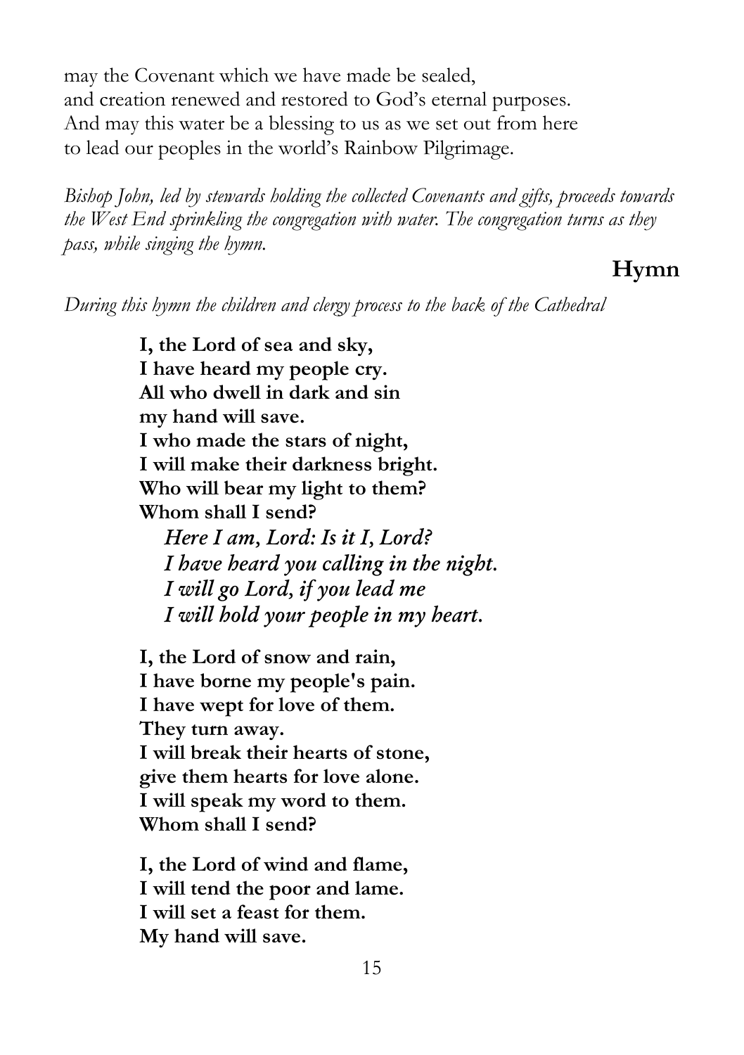may the Covenant which we have made be sealed,
and creation renewed and restored to God's eternal purposes.
And may this water be a blessing to us as we set out from here
to lead our peoples in the world's Rainbow Pilgrimage.

*Bishop John, led by stewards holding the collected Covenants and gifts, proceeds towards the West End sprinkling the congregation with water. The congregation turns as they pass, while singing the hymn.*

## Hymn

*During this hymn the children and clergy process to the back of the Cathedral*

**I, the Lord of sea and sky,**
**I have heard my people cry.**
**All who dwell in dark and sin**
**my hand will save.**
**I who made the stars of night,**
**I will make their darkness bright.**
**Who will bear my light to them?**
**Whom shall I send?**

> ***Here I am, Lord: Is it I, Lord?***
> ***I have heard you calling in the night.***
> ***I will go Lord, if you lead me***
> ***I will hold your people in my heart.***

**I, the Lord of snow and rain,**
**I have borne my people's pain.**
**I have wept for love of them.**
**They turn away.**
**I will break their hearts of stone,**
**give them hearts for love alone.**
**I will speak my word to them.**
**Whom shall I send?**

**I, the Lord of wind and flame,**
**I will tend the poor and lame.**
**I will set a feast for them.**
**My hand will save.**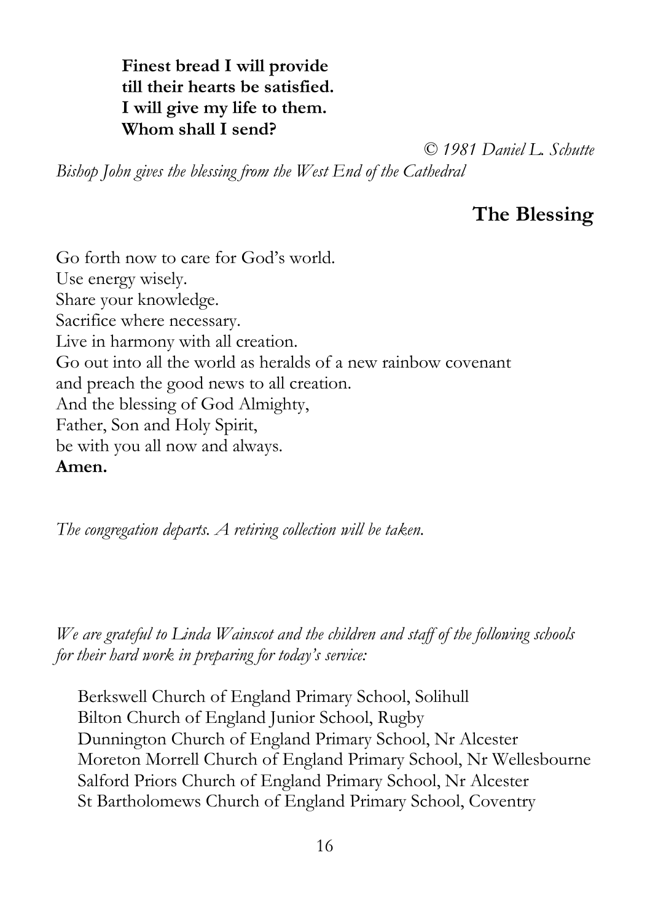**Finest bread I will provide**
**till their hearts be satisfied.**
**I will give my life to them.**
**Whom shall I send?**

*© 1981 Daniel L. Schutte*

*Bishop John gives the blessing from the West End of the Cathedral*

## The Blessing

Go forth now to care for God's world.
Use energy wisely.
Share your knowledge.
Sacrifice where necessary.
Live in harmony with all creation.
Go out into all the world as heralds of a new rainbow covenant
and preach the good news to all creation.
And the blessing of God Almighty,
Father, Son and Holy Spirit,
be with you all now and always.
**Amen.**

*The congregation departs. A retiring collection will be taken.*

*We are grateful to Linda Wainscot and the children and staff of the following schools for their hard work in preparing for today's service:*

Berkswell Church of England Primary School, Solihull
Bilton Church of England Junior School, Rugby
Dunnington Church of England Primary School, Nr Alcester
Moreton Morrell Church of England Primary School, Nr Wellesbourne
Salford Priors Church of England Primary School, Nr Alcester
St Bartholomews Church of England Primary School, Coventry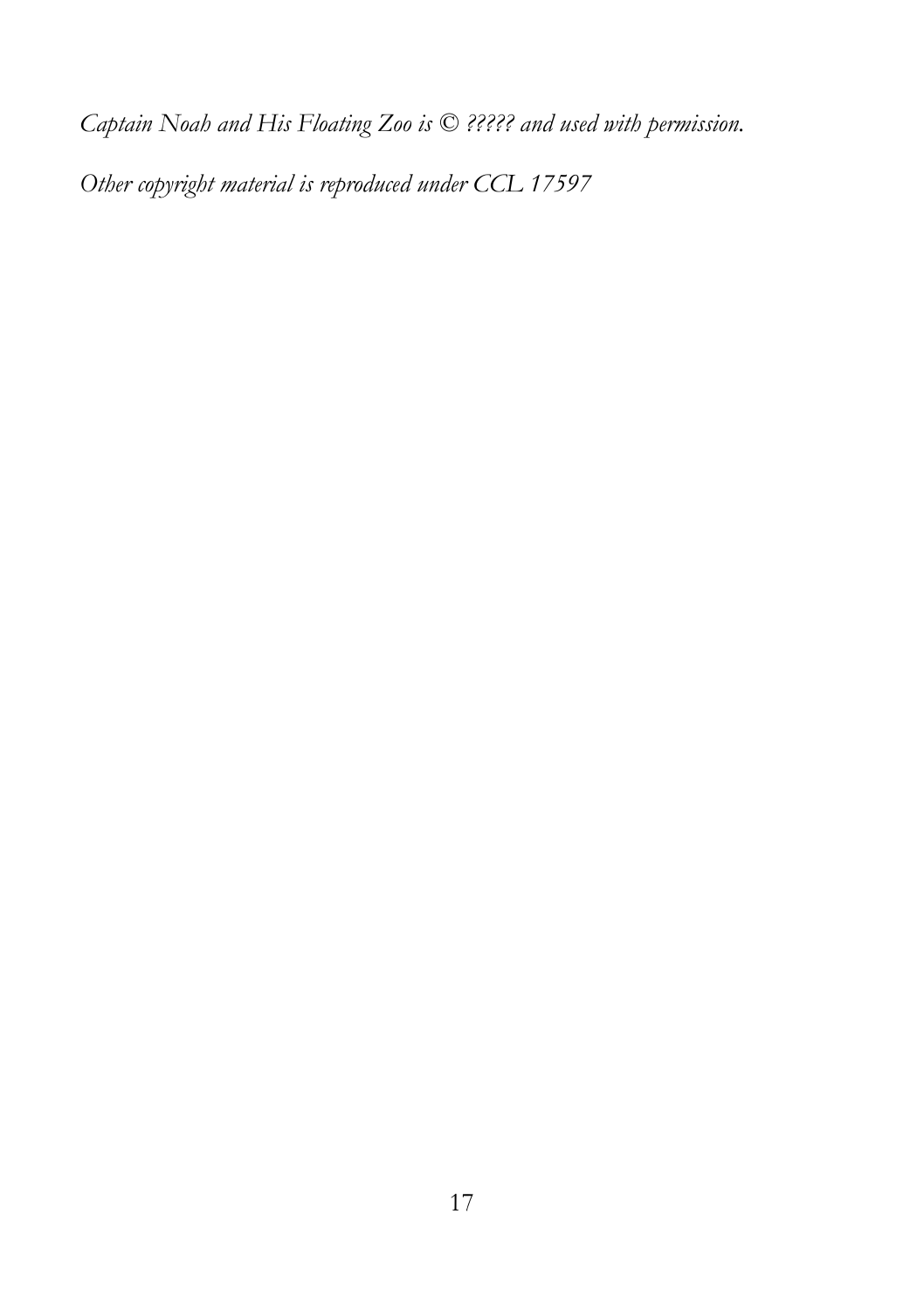*Captain Noah and His Floating Zoo is © ????? and used with permission.*

*Other copyright material is reproduced under CCL 17597*